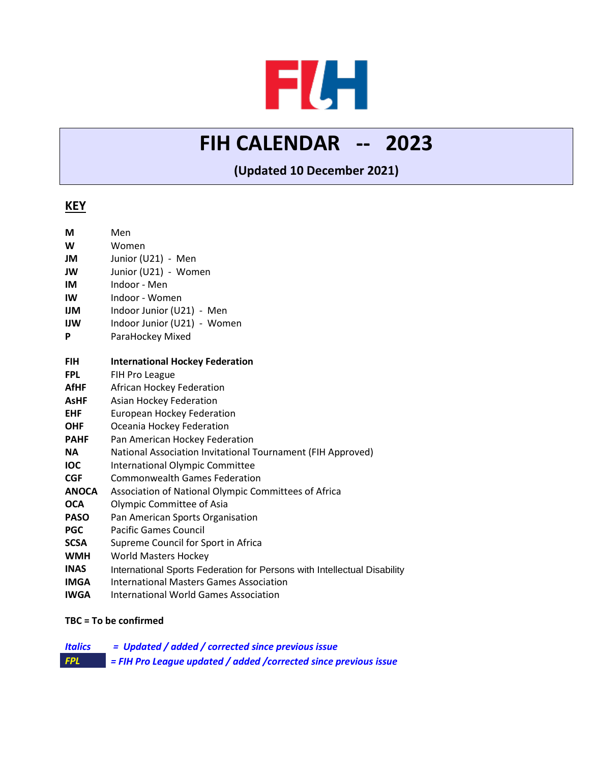# FIH CALENDAR -- 2023

**(Updated 10 December 2021)**

## KEY

| | |
|---|---|
| **M** | Men |
| **W** | Women |
| **JM** | Junior (U21) - Men |
| **JW** | Junior (U21) - Women |
| **IM** | Indoor - Men |
| **IW** | Indoor - Women |
| **IJM** | Indoor Junior (U21) - Men |
| **IJW** | Indoor Junior (U21) - Women |
| **P** | ParaHockey Mixed |

| | |
|---|---|
| **FIH** | **International Hockey Federation** |
| **FPL** | FIH Pro League |
| **AfHF** | African Hockey Federation |
| **AsHF** | Asian Hockey Federation |
| **EHF** | European Hockey Federation |
| **OHF** | Oceania Hockey Federation |
| **PAHF** | Pan American Hockey Federation |
| **NA** | National Association Invitational Tournament (FIH Approved) |
| **IOC** | International Olympic Committee |
| **CGF** | Commonwealth Games Federation |
| **ANOCA** | Association of National Olympic Committees of Africa |
| **OCA** | Olympic Committee of Asia |
| **PASO** | Pan American Sports Organisation |
| **PGC** | Pacific Games Council |
| **SCSA** | Supreme Council for Sport in Africa |
| **WMH** | World Masters Hockey |
| **INAS** | International Sports Federation for Persons with Intellectual Disability |
| **IMGA** | International Masters Games Association |
| **IWGA** | International World Games Association |

**TBC = To be confirmed**

***Italics*** ***= Updated / added / corrected since previous issue***

***FPL*** ***= FIH Pro League updated / added /corrected since previous issue***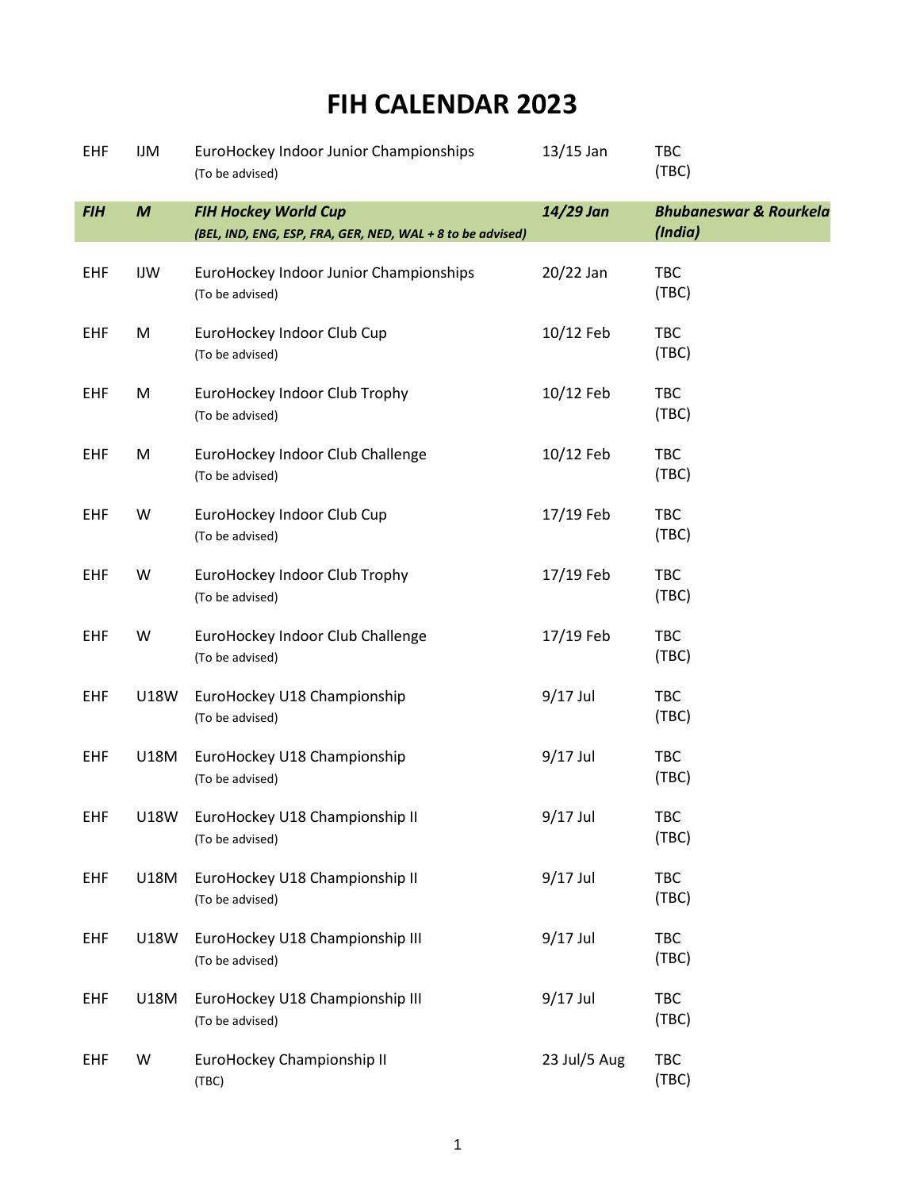# FIH CALENDAR 2023

| | | | | |
|---|---|---|---|---|
| EHF | IJM | EuroHockey Indoor Junior Championships<br>(To be advised) | 13/15 Jan | TBC<br>(TBC) |
| ***FIH*** | ***M*** | ***FIH Hockey World Cup***<br>***(BEL, IND, ENG, ESP, FRA, GER, NED, WAL + 8 to be advised)*** | ***14/29 Jan*** | ***Bhubaneswar & Rourkela (India)*** |
| EHF | IJW | EuroHockey Indoor Junior Championships<br>(To be advised) | 20/22 Jan | TBC<br>(TBC) |
| EHF | M | EuroHockey Indoor Club Cup<br>(To be advised) | 10/12 Feb | TBC<br>(TBC) |
| EHF | M | EuroHockey Indoor Club Trophy<br>(To be advised) | 10/12 Feb | TBC<br>(TBC) |
| EHF | M | EuroHockey Indoor Club Challenge<br>(To be advised) | 10/12 Feb | TBC<br>(TBC) |
| EHF | W | EuroHockey Indoor Club Cup<br>(To be advised) | 17/19 Feb | TBC<br>(TBC) |
| EHF | W | EuroHockey Indoor Club Trophy<br>(To be advised) | 17/19 Feb | TBC<br>(TBC) |
| EHF | W | EuroHockey Indoor Club Challenge<br>(To be advised) | 17/19 Feb | TBC<br>(TBC) |
| EHF | U18W | EuroHockey U18 Championship<br>(To be advised) | 9/17 Jul | TBC<br>(TBC) |
| EHF | U18M | EuroHockey U18 Championship<br>(To be advised) | 9/17 Jul | TBC<br>(TBC) |
| EHF | U18W | EuroHockey U18 Championship II<br>(To be advised) | 9/17 Jul | TBC<br>(TBC) |
| EHF | U18M | EuroHockey U18 Championship II<br>(To be advised) | 9/17 Jul | TBC<br>(TBC) |
| EHF | U18W | EuroHockey U18 Championship III<br>(To be advised) | 9/17 Jul | TBC<br>(TBC) |
| EHF | U18M | EuroHockey U18 Championship III<br>(To be advised) | 9/17 Jul | TBC<br>(TBC) |
| EHF | W | EuroHockey Championship II<br>(TBC) | 23 Jul/5 Aug | TBC<br>(TBC) |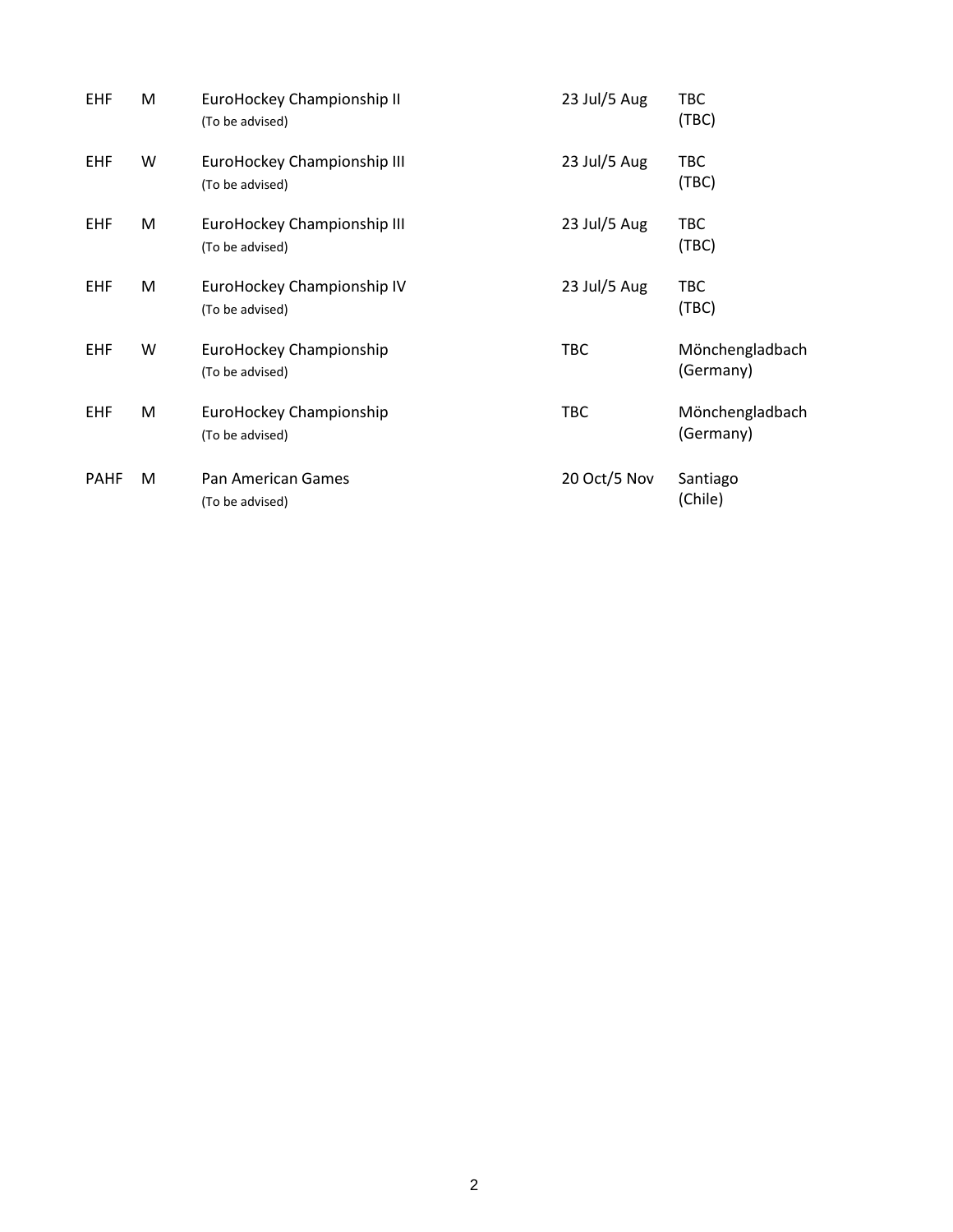| | | | | |
|---|---|---|---|---|
| EHF | M | EuroHockey Championship II<br>(To be advised) | 23 Jul/5 Aug | TBC<br>(TBC) |
| EHF | W | EuroHockey Championship III<br>(To be advised) | 23 Jul/5 Aug | TBC<br>(TBC) |
| EHF | M | EuroHockey Championship III<br>(To be advised) | 23 Jul/5 Aug | TBC<br>(TBC) |
| EHF | M | EuroHockey Championship IV<br>(To be advised) | 23 Jul/5 Aug | TBC<br>(TBC) |
| EHF | W | EuroHockey Championship<br>(To be advised) | TBC | Mönchengladbach<br>(Germany) |
| EHF | M | EuroHockey Championship<br>(To be advised) | TBC | Mönchengladbach<br>(Germany) |
| PAHF | M | Pan American Games<br>(To be advised) | 20 Oct/5 Nov | Santiago<br>(Chile) |